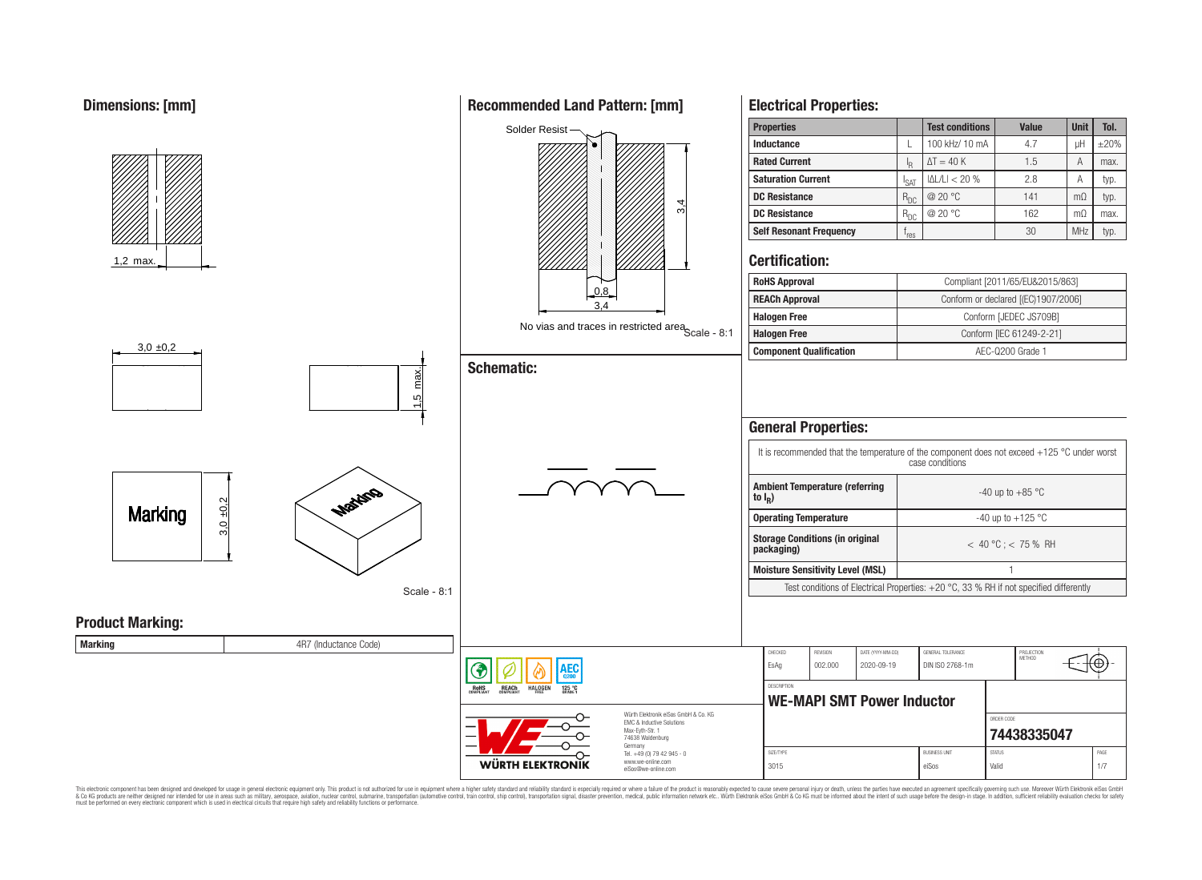## Dimensions: [mm]

1,2 max.

3,0 ±0,2

1,5 max.

Marking

3,0 ±0,2

Scale - 8:1

## Recommended Land Pattern: [mm]

Solder Resist

3,4

0,8

3,4

No vias and traces in restricted area

Scale - 8:1

## Schematic:

## Electrical Properties:

| Properties | | Test conditions | Value | Unit | Tol. |
|---|---|---|---|---|---|
| Inductance | L | 100 kHz/ 10 mA | 4.7 | µH | ±20% |
| Rated Current | $I_R$ | $\Delta T = 40$ K | 1.5 | A | max. |
| Saturation Current | $I_{SAT}$ | $\|\Delta L/L\| < 20$ % | 2.8 | A | typ. |
| DC Resistance | $R_{DC}$ | @ 20 °C | 141 | mΩ | typ. |
| DC Resistance | $R_{DC}$ | @ 20 °C | 162 | mΩ | max. |
| Self Resonant Frequency | $f_{res}$ | | 30 | MHz | typ. |

## Certification:

| | |
|---|---|
| RoHS Approval | Compliant [2011/65/EU&2015/863] |
| REACh Approval | Conform or declared [(EC)1907/2006] |
| Halogen Free | Conform [JEDEC JS709B] |
| Halogen Free | Conform [IEC 61249-2-21] |
| Component Qualification | AEC-Q200 Grade 1 |

## General Properties:

It is recommended that the temperature of the component does not exceed +125 °C under worst case conditions

| | |
|---|---|
| Ambient Temperature (referring to $I_R$) | -40 up to +85 °C |
| Operating Temperature | -40 up to +125 °C |
| Storage Conditions (in original packaging) | < 40 °C ; < 75 % RH |
| Moisture Sensitivity Level (MSL) | 1 |

Test conditions of Electrical Properties: +20 °C, 33 % RH if not specified differently

## Product Marking:

| Marking | 4R7 (Inductance Code) |
|---|---|

RoHS COMPLIANT | REACh COMPLIANT | HALOGEN FREE | AEC Q200 125 °C GRADE 1

Würth Elektronik eiSos GmbH & Co. KG
EMC & Inductive Solutions
Max-Eyth-Str. 1
74638 Waldenburg
Germany
Tel. +49 (0) 79 42 945 - 0
www.we-online.com
eiSos@we-online.com

WÜRTH ELEKTRONIK

| CHECKED | REVISION | DATE (YYYY-MM-DD) | GENERAL TOLERANCE | PROJECTION METHOD |
|---|---|---|---|---|
| EsAg | 002.000 | 2020-09-19 | DIN ISO 2768-1m | |

DESCRIPTION: **WE-MAPI SMT Power Inductor**

ORDER CODE: **74438335047**

| SIZE/TYPE | BUSINESS UNIT | STATUS | PAGE |
|---|---|---|---|
| 3015 | eiSos | Valid | 1/7 |

This electronic component has been designed and developed for usage in general electronic equipment only. This product is not authorized for use in equipment where a higher safety standard and reliability standard is especially required or where a failure of the product is reasonably expected to cause severe personal injury or death, unless the parties have executed an agreement specifically governing such use. Moreover Würth Elektronik eiSos GmbH & Co KG products are neither designed nor intended for use in areas such as military, aerospace, aviation, nuclear control, submarine, transportation (automotive control, train control, ship control), transportation signal, disaster prevention, medical, public information network etc.. Würth Elektronik eiSos GmbH & Co KG must be informed about the intent of such usage before the design-in stage. In addition, sufficient reliability evaluation checks for safety must be performed on every electronic component which is used in electrical circuits that require high safety and reliability functions or performance.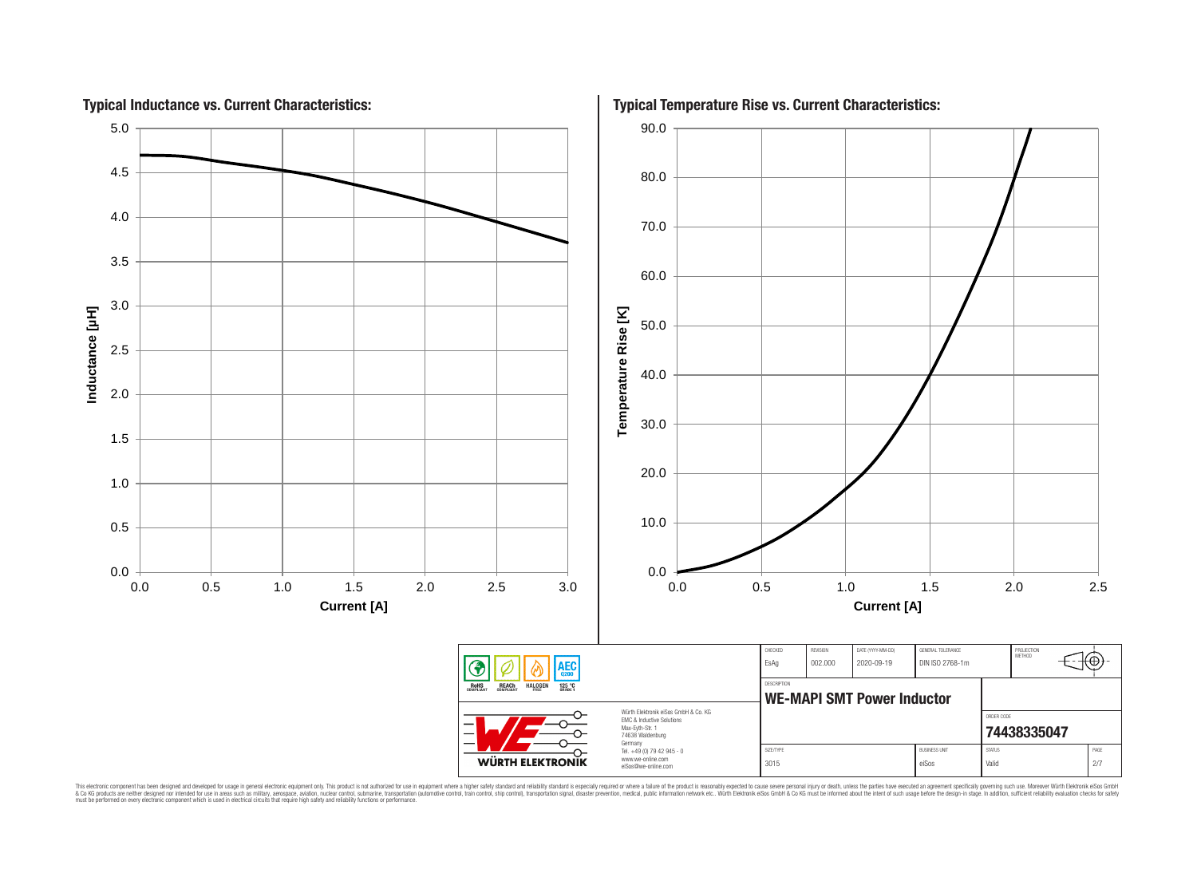## Typical Inductance vs. Current Characteristics:

Inductance [µH] (0.0 – 5.0) vs. Current [A] (0.0 – 3.0)

## Typical Temperature Rise vs. Current Characteristics:

Temperature Rise [K] (0.0 – 90.0) vs. Current [A] (0.0 – 2.5)

| CHECKED | REVISION | DATE (YYYY-MM-DD) | GENERAL TOLERANCE | PROJECTION METHOD |
|---|---|---|---|---|
| EsAg | 002.000 | 2020-09-19 | DIN ISO 2768-1m | |

DESCRIPTION

**WE-MAPI SMT Power Inductor**

ORDER CODE

**74438335047**

| SIZE/TYPE | BUSINESS UNIT | STATUS | PAGE |
|---|---|---|---|
| 3015 | eiSos | Valid | 2/7 |

RoHS COMPLIANT · REACh COMPLIANT · HALOGEN FREE · AEC Q200 125 °C GRADE 1

Würth Elektronik eiSos GmbH & Co. KG
EMC & Inductive Solutions
Max-Eyth-Str. 1
74638 Waldenburg
Germany
Tel. +49 (0) 79 42 945 - 0
www.we-online.com
eiSos@we-online.com

WÜRTH ELEKTRONIK

This electronic component has been designed and developed for usage in general electronic equipment only. This product is not authorized for use in equipment where a higher safety standard and reliability standard is especially required or where a failure of the product is reasonably expected to cause severe personal injury or death, unless the parties have executed an agreement specifically governing such use. Moreover Würth Elektronik eiSos GmbH & Co KG products are neither designed nor intended for use in areas such as military, aerospace, aviation, nuclear control, submarine, transportation (automotive control, train control, ship control), transportation signal, disaster prevention, medical, public information network etc.. Würth Elektronik eiSos GmbH & Co KG must be informed about the intent of such usage before the design-in stage. In addition, sufficient reliability evaluation checks for safety must be performed on every electronic component which is used in electrical circuits that require high safety and reliability functions or performance.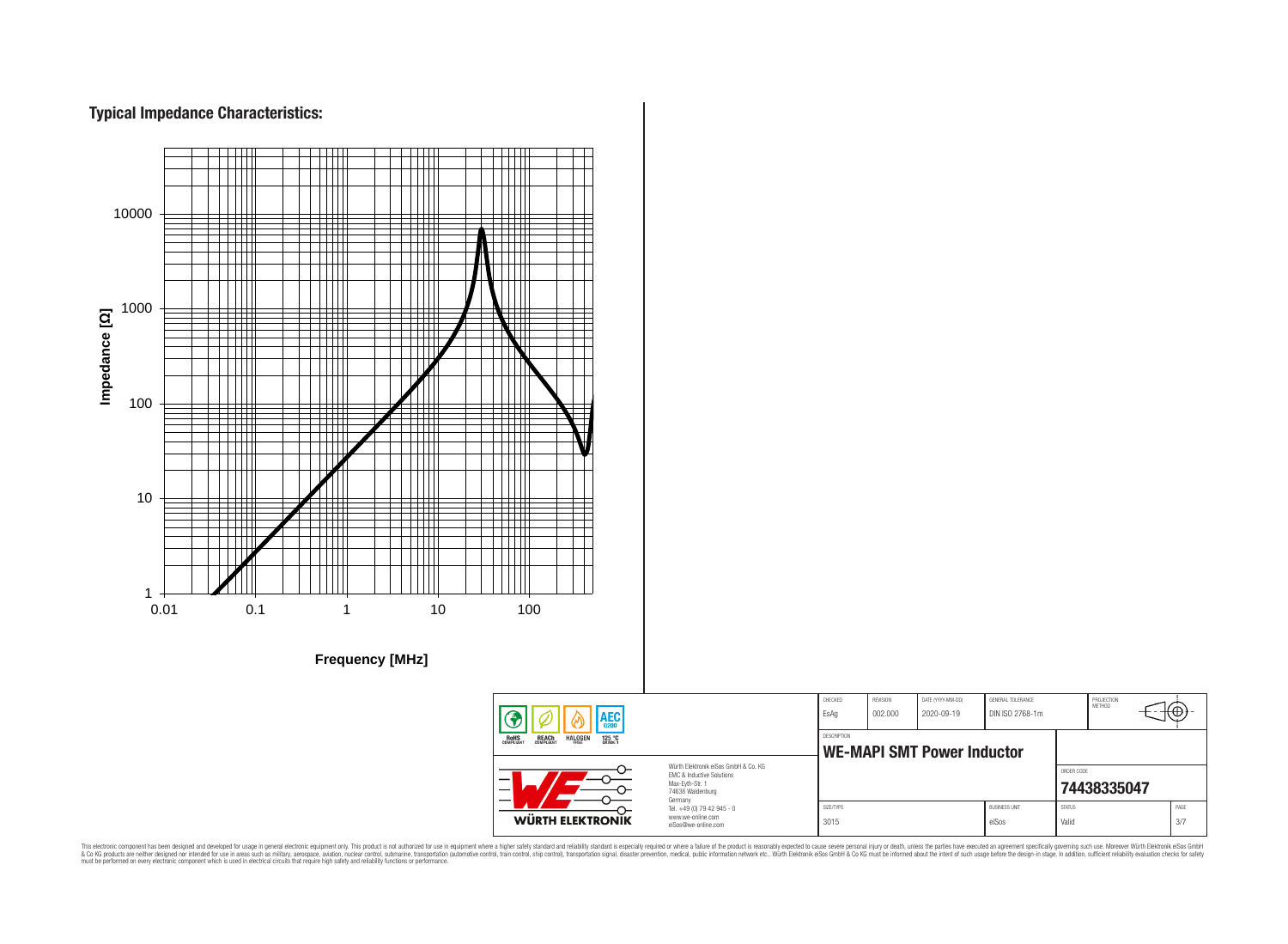## Typical Impedance Characteristics:

Impedance [Ω]

10000

1000

100

10

1

0.01 0.1 1 10 100

Frequency [MHz]

| CHECKED | REVISION | DATE (YYYY-MM-DD) | GENERAL TOLERANCE | PROJECTION METHOD |
|---|---|---|---|---|
| EsAg | 002.000 | 2020-09-19 | DIN ISO 2768-1m | |

DESCRIPTION

**WE-MAPI SMT Power Inductor**

ORDER CODE

**74438335047**

| SIZE/TYPE | BUSINESS UNIT | STATUS | PAGE |
|---|---|---|---|
| 3015 | eiSos | Valid | 3/7 |

RoHS COMPLIANT | REACh COMPLIANT | HALOGEN FREE | AEC Q200 125 °C GRADE 1

Würth Elektronik eiSos GmbH & Co. KG
EMC & Inductive Solutions
Max-Eyth-Str. 1
74638 Waldenburg
Germany
Tel. +49 (0) 79 42 945 - 0
www.we-online.com
eiSos@we-online.com

WÜRTH ELEKTRONIK

This electronic component has been designed and developed for usage in general electronic equipment only. This product is not authorized for use in equipment where a higher safety standard and reliability standard is especially required or where a failure of the product is reasonably expected to cause severe personal injury or death, unless the parties have executed an agreement specifically governing such use. Moreover Würth Elektronik eiSos GmbH & Co KG products are neither designed nor intended for use in areas such as military, aerospace, aviation, nuclear control, submarine, transportation (automotive control, train control, ship control), transportation signal, disaster prevention, medical, public information network etc.. Würth Elektronik eiSos GmbH & Co KG must be informed about the intent of such usage before the design-in stage. In addition, sufficient reliability evaluation checks for safety must be performed on every electronic component which is used in electrical circuits that require high safety and reliability functions or performance.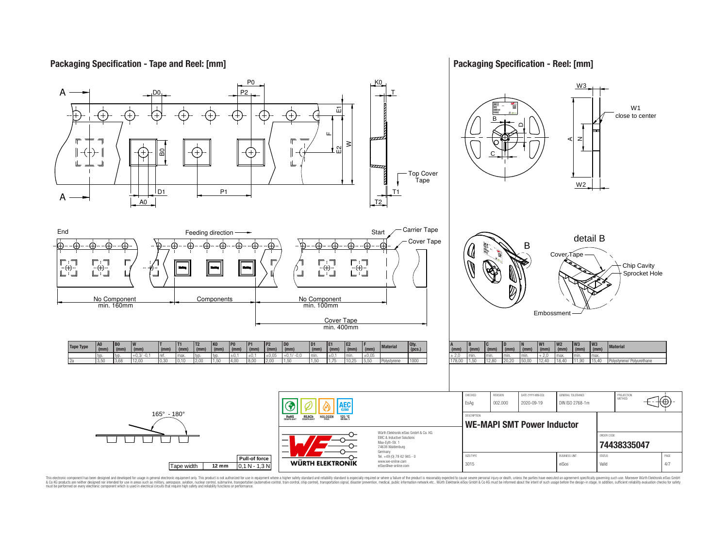## Packaging Specification - Tape and Reel: [mm]

| Tape Type | A0 (mm) | B0 (mm) | W (mm) | T (mm) | T1 (mm) | T2 (mm) | K0 (mm) | P0 (mm) | P1 (mm) | P2 (mm) | D0 (mm) | D1 (mm) | E1 (mm) | E2 (mm) | F (mm) | Material | Qty. (pcs.) |
|---|---|---|---|---|---|---|---|---|---|---|---|---|---|---|---|---|---|
| | typ. | typ. | +0,3/ -0,1 | ref. | max. | typ. | typ. | ±0,1 | ±0,1 | ±0,05 | +0,1/ -0,0 | min. | ±0,1 | min. | ±0,05 | | |
| 2a | 3,50 | 3,68 | 12,00 | 0,30 | 0,10 | 2,00 | 1,50 | 4,00 | 8,00 | 2,00 | 1,50 | 1,50 | 1,75 | 10,25 | 5,50 | Polystyrene | 1000 |

End — Feeding direction — Start

No Component min. 160mm | Components | No Component min. 100mm

Cover Tape min. 400mm

Carrier Tape, Cover Tape, Top Cover Tape

165° - 180°

| Tape width | Pull-of force |
|---|---|
| 12 mm | 0,1 N - 1,3 N |

## Packaging Specification - Reel: [mm]

W1 close to center

detail B: Cover Tape, Chip Cavity, Sprocket Hole, Embossment

| A (mm) | B (mm) | C (mm) | D (mm) | N (mm) | W1 (mm) | W2 (mm) | W3 (mm) | W3 (mm) | Material |
|---|---|---|---|---|---|---|---|---|---|
| ± 2,0 | min. | min. | min. | min. | + 2,0 | max. | min. | max. | |
| 178,00 | 1,50 | 12,80 | 20,20 | 50,00 | 12,40 | 18,40 | 11,90 | 15,40 | Polystyrene/ Polyurethane |

| CHECKED | REVISION | DATE (YYYY-MM-DD) | GENERAL TOLERANCE | PROJECTION METHOD |
|---|---|---|---|---|
| EsAg | 002.000 | 2020-09-19 | DIN ISO 2768-1m | |

DESCRIPTION: **WE-MAPI SMT Power Inductor**

ORDER CODE: **74438335047**

| SIZE/TYPE | BUSINESS UNIT | STATUS | PAGE |
|---|---|---|---|
| 3015 | eiSos | Valid | 4/7 |

RoHS COMPLIANT, REACh COMPLIANT, HALOGEN FREE, 125 °C GRADE 1, AEC Q200

Würth Elektronik eiSos GmbH & Co. KG
EMC & Inductive Solutions
Max-Eyth-Str. 1
74638 Waldenburg
Germany
Tel. +49 (0) 79 42 945 - 0
www.we-online.com
eiSos@we-online.com

This electronic component has been designed and developed for usage in general electronic equipment only. This product is not authorized for use in equipment where a higher safety standard and reliability standard is especially required or where a failure of the product is reasonably expected to cause severe personal injury or death, unless the parties have executed an agreement specifically governing such use. Moreover Würth Elektronik eiSos GmbH & Co KG products are neither designed nor intended for use in areas such as military, aerospace, aviation, nuclear control, submarine, transportation (automotive control, train control, ship control), transportation signal, disaster prevention, medical, public information network etc.. Würth Elektronik eiSos GmbH & Co KG must be informed about the intent of such usage before the design-in stage. In addition, sufficient reliability evaluation checks for safety must be performed on every electronic component which is used in electrical circuits that require high safety and reliability functions or performance.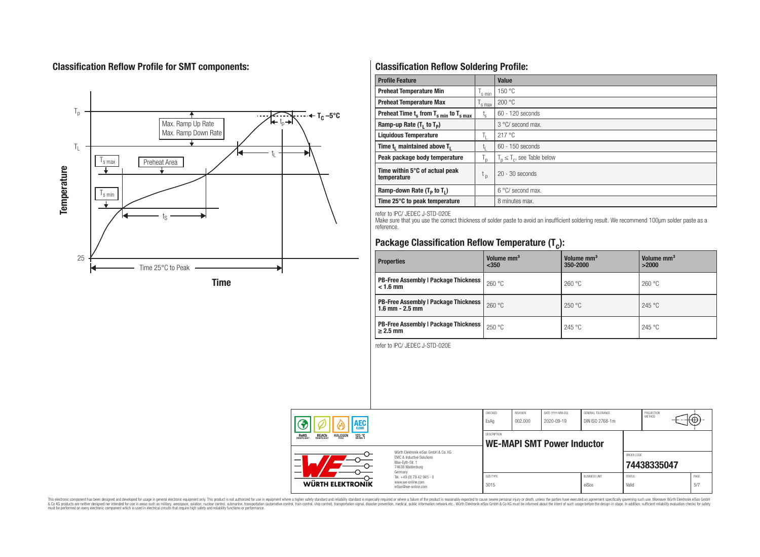## Classification Reflow Profile for SMT components:

## Classification Reflow Soldering Profile:

| Profile Feature | | Value |
|---|---|---|
| Preheat Temperature Min | $T_{s\,min}$ | 150 °C |
| Preheat Temperature Max | $T_{s\,max}$ | 200 °C |
| Preheat Time $t_s$ from $T_{s\,min}$ to $T_{s\,max}$ | $t_s$ | 60 - 120 seconds |
| Ramp-up Rate ($T_L$ to $T_P$) | | 3 °C/ second max. |
| Liquidous Temperature | $T_L$ | 217 °C |
| Time $t_L$ maintained above $T_L$ | $t_L$ | 60 - 150 seconds |
| Peak package body temperature | $T_p$ | $T_p \leq T_c$, see Table below |
| Time within 5°C of actual peak temperature | $t_p$ | 20 - 30 seconds |
| Ramp-down Rate ($T_P$ to $T_L$) | | 6 °C/ second max. |
| Time 25°C to peak temperature | | 8 minutes max. |

refer to IPC/ JEDEC J-STD-020E

Make sure that you use the correct thickness of solder paste to avoid an insufficient soldering result. We recommend 100µm solder paste as a reference.

## Package Classification Reflow Temperature ($T_c$):

| Properties | Volume mm³ <350 | Volume mm³ 350-2000 | Volume mm³ >2000 |
|---|---|---|---|
| PB-Free Assembly \| Package Thickness < 1.6 mm | 260 °C | 260 °C | 260 °C |
| PB-Free Assembly \| Package Thickness 1.6 mm - 2.5 mm | 260 °C | 250 °C | 245 °C |
| PB-Free Assembly \| Package Thickness ≥ 2.5 mm | 250 °C | 245 °C | 245 °C |

refer to IPC/ JEDEC J-STD-020E

| CHECKED | REVISION | DATE (YYYY-MM-DD) | GENERAL TOLERANCE | PROJECTION METHOD |
|---|---|---|---|---|
| EsAg | 002.000 | 2020-09-19 | DIN ISO 2768-1m | |

DESCRIPTION: **WE-MAPI SMT Power Inductor**

ORDER CODE: **74438335047**

| SIZE/TYPE | BUSINESS UNIT | STATUS | PAGE |
|---|---|---|---|
| 3015 | eiSos | Valid | 5/7 |

Würth Elektronik eiSos GmbH & Co. KG
EMC & Inductive Solutions
Max-Eyth-Str. 1
74638 Waldenburg
Germany
Tel. +49 (0) 79 42 945 - 0
www.we-online.com
eiSos@we-online.com

This electronic component has been designed and developed for usage in general electronic equipment only. This product is not authorized for use in equipment where a higher safety standard and reliability standard is especially required or where a failure of the product is reasonably expected to cause severe personal injury or death, unless the parties have executed an agreement specifically governing such use. Moreover Würth Elektronik eiSos GmbH & Co KG products are neither designed nor intended for use in areas such as military, aerospace, aviation, nuclear control, submarine, transportation (automotive control, train control, ship control), transportation signal, disaster prevention, medical, public information network etc.. Würth Elektronik eiSos GmbH & Co KG must be informed about the intent of such usage before the design-in stage. In addition, sufficient reliability evaluation checks for safety must be performed on every electronic component which is used in electrical circuits that require high safety and reliability functions or performance.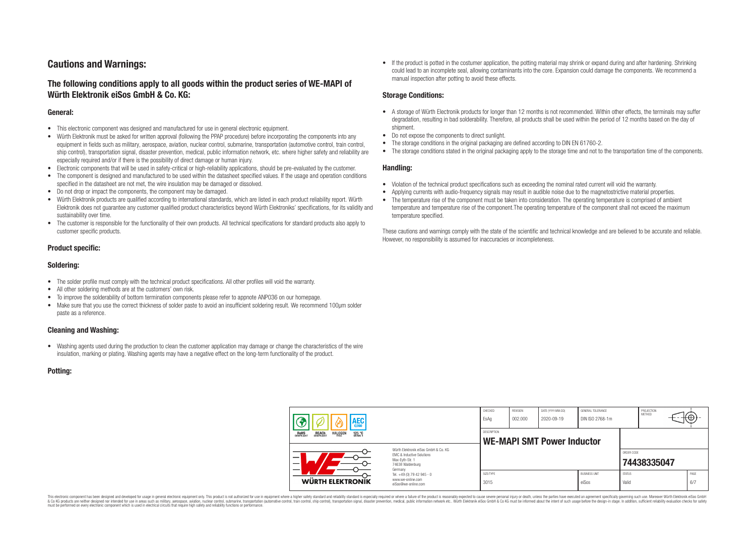# Cautions and Warnings:

## The following conditions apply to all goods within the product series of WE-MAPI of Würth Elektronik eiSos GmbH & Co. KG:

### General:

- This electronic component was designed and manufactured for use in general electronic equipment.
- Würth Elektronik must be asked for written approval (following the PPAP procedure) before incorporating the components into any equipment in fields such as military, aerospace, aviation, nuclear control, submarine, transportation (automotive control, train control, ship control), transportation signal, disaster prevention, medical, public information network, etc. where higher safety and reliability are especially required and/or if there is the possibility of direct damage or human injury.
- Electronic components that will be used in safety-critical or high-reliability applications, should be pre-evaluated by the customer.
- The component is designed and manufactured to be used within the datasheet specified values. If the usage and operation conditions specified in the datasheet are not met, the wire insulation may be damaged or dissolved.
- Do not drop or impact the components, the component may be damaged.
- Würth Elektronik products are qualified according to international standards, which are listed in each product reliability report. Würth Elektronik does not guarantee any customer qualified product characteristics beyond Würth Elektroniks' specifications, for its validity and sustainability over time.
- The customer is responsible for the functionality of their own products. All technical specifications for standard products also apply to customer specific products.

### Product specific:

### Soldering:

- The solder profile must comply with the technical product specifications. All other profiles will void the warranty.
- All other soldering methods are at the customers' own risk.
- To improve the solderability of bottom termination components please refer to appnote ANP036 on our homepage.
- Make sure that you use the correct thickness of solder paste to avoid an insufficient soldering result. We recommend 100µm solder paste as a reference.

### Cleaning and Washing:

- Washing agents used during the production to clean the customer application may damage or change the characteristics of the wire insulation, marking or plating. Washing agents may have a negative effect on the long-term functionality of the product.

### Potting:

- If the product is potted in the costumer application, the potting material may shrink or expand during and after hardening. Shrinking could lead to an incomplete seal, allowing contaminants into the core. Expansion could damage the components. We recommend a manual inspection after potting to avoid these effects.

### Storage Conditions:

- A storage of Würth Electronik products for longer than 12 months is not recommended. Within other effects, the terminals may suffer degradation, resulting in bad solderability. Therefore, all products shall be used within the period of 12 months based on the day of shipment.
- Do not expose the components to direct sunlight.
- The storage conditions in the original packaging are defined according to DIN EN 61760-2.
- The storage conditions stated in the original packaging apply to the storage time and not to the transportation time of the components.

### Handling:

- Violation of the technical product specifications such as exceeding the nominal rated current will void the warranty.
- Applying currents with audio-frequency signals may result in audible noise due to the magnetostrictive material properties.
- The temperature rise of the component must be taken into consideration. The operating temperature is comprised of ambient temperature and temperature rise of the component.The operating temperature of the component shall not exceed the maximum temperature specified.

These cautions and warnings comply with the state of the scientific and technical knowledge and are believed to be accurate and reliable. However, no responsibility is assumed for inaccuracies or incompleteness.

| CHECKED | REVISION | DATE (YYYY-MM-DD) | GENERAL TOLERANCE | PROJECTION METHOD |
|---|---|---|---|---|
| EsAg | 002.000 | 2020-09-19 | DIN ISO 2768-1m | |

DESCRIPTION: **WE-MAPI SMT Power Inductor**

ORDER CODE: **74438335047**

| SIZE/TYPE | BUSINESS UNIT | STATUS | PAGE |
|---|---|---|---|
| 3015 | eiSos | Valid | 6/7 |

Würth Elektronik eiSos GmbH & Co. KG
EMC & Inductive Solutions
Max-Eyth-Str. 1
74638 Waldenburg
Germany
Tel. +49 (0) 79 42 945 - 0
www.we-online.com
eiSos@we-online.com

This electronic component has been designed and developed for usage in general electronic equipment only. This product is not authorized for use in equipment where a higher safety standard and reliability standard is especially required or where a failure of the product is reasonably expected to cause severe personal injury or death, unless the parties have executed an agreement specifically governing such use. Moreover Würth Elektronik eiSos GmbH & Co KG products are neither designed nor intended for use in areas such as military, aerospace, aviation, nuclear control, submarine, transportation (automotive control, train control, ship control), transportation signal, disaster prevention, medical, public information network etc.. Würth Elektronik eiSos GmbH & Co KG must be informed about the intent of such usage before the design-in stage. In addition, sufficient reliability evaluation checks for safety must be performed on every electronic component which is used in electrical circuits that require high safety and reliability functions or performance.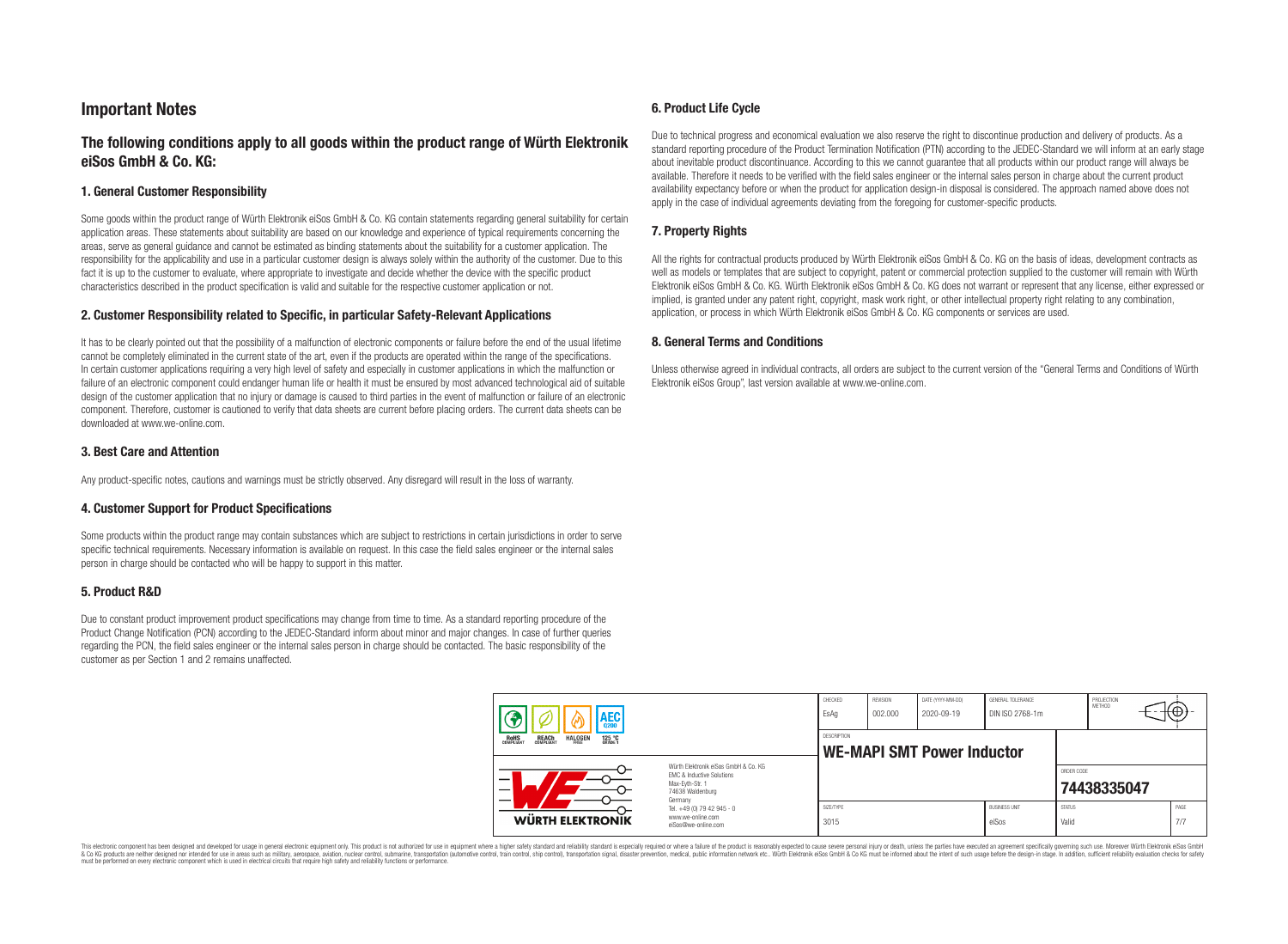# Important Notes

## The following conditions apply to all goods within the product range of Würth Elektronik eiSos GmbH & Co. KG:

### 1. General Customer Responsibility

Some goods within the product range of Würth Elektronik eiSos GmbH & Co. KG contain statements regarding general suitability for certain application areas. These statements about suitability are based on our knowledge and experience of typical requirements concerning the areas, serve as general guidance and cannot be estimated as binding statements about the suitability for a customer application. The responsibility for the applicability and use in a particular customer design is always solely within the authority of the customer. Due to this fact it is up to the customer to evaluate, where appropriate to investigate and decide whether the device with the specific product characteristics described in the product specification is valid and suitable for the respective customer application or not.

### 2. Customer Responsibility related to Specific, in particular Safety-Relevant Applications

It has to be clearly pointed out that the possibility of a malfunction of electronic components or failure before the end of the usual lifetime cannot be completely eliminated in the current state of the art, even if the products are operated within the range of the specifications. In certain customer applications requiring a very high level of safety and especially in customer applications in which the malfunction or failure of an electronic component could endanger human life or health it must be ensured by most advanced technological aid of suitable design of the customer application that no injury or damage is caused to third parties in the event of malfunction or failure of an electronic component. Therefore, customer is cautioned to verify that data sheets are current before placing orders. The current data sheets can be downloaded at www.we-online.com.

### 3. Best Care and Attention

Any product-specific notes, cautions and warnings must be strictly observed. Any disregard will result in the loss of warranty.

### 4. Customer Support for Product Specifications

Some products within the product range may contain substances which are subject to restrictions in certain jurisdictions in order to serve specific technical requirements. Necessary information is available on request. In this case the field sales engineer or the internal sales person in charge should be contacted who will be happy to support in this matter.

### 5. Product R&D

Due to constant product improvement product specifications may change from time to time. As a standard reporting procedure of the Product Change Notification (PCN) according to the JEDEC-Standard inform about minor and major changes. In case of further queries regarding the PCN, the field sales engineer or the internal sales person in charge should be contacted. The basic responsibility of the customer as per Section 1 and 2 remains unaffected.

### 6. Product Life Cycle

Due to technical progress and economical evaluation we also reserve the right to discontinue production and delivery of products. As a standard reporting procedure of the Product Termination Notification (PTN) according to the JEDEC-Standard we will inform at an early stage about inevitable product discontinuance. According to this we cannot guarantee that all products within our product range will always be available. Therefore it needs to be verified with the field sales engineer or the internal sales person in charge about the current product availability expectancy before or when the product for application design-in disposal is considered. The approach named above does not apply in the case of individual agreements deviating from the foregoing for customer-specific products.

### 7. Property Rights

All the rights for contractual products produced by Würth Elektronik eiSos GmbH & Co. KG on the basis of ideas, development contracts as well as models or templates that are subject to copyright, patent or commercial protection supplied to the customer will remain with Würth Elektronik eiSos GmbH & Co. KG. Würth Elektronik eiSos GmbH & Co. KG does not warrant or represent that any license, either expressed or implied, is granted under any patent right, copyright, mask work right, or other intellectual property right relating to any combination, application, or process in which Würth Elektronik eiSos GmbH & Co. KG components or services are used.

### 8. General Terms and Conditions

Unless otherwise agreed in individual contracts, all orders are subject to the current version of the "General Terms and Conditions of Würth Elektronik eiSos Group", last version available at www.we-online.com.

| | | | | | | | |
|---|---|---|---|---|---|---|---|
| RoHS COMPLIANT, REACh COMPLIANT, HALOGEN FREE, AEC Q200, 125 °C GRADE 1 | | CHECKED EsAg | REVISION 002.000 | DATE (YYYY-MM-DD) 2020-09-19 | GENERAL TOLERANCE DIN ISO 2768-1m | | PROJECTION METHOD |
| | | DESCRIPTION **WE-MAPI SMT Power Inductor** | | | | | |
| WÜRTH ELEKTRONIK | Würth Elektronik eiSos GmbH & Co. KG<br>EMC & Inductive Solutions<br>Max-Eyth-Str. 1<br>74638 Waldenburg<br>Germany<br>Tel. +49 (0) 79 42 945 - 0<br>www.we-online.com<br>eiSos@we-online.com | | | | | ORDER CODE **74438335047** | |
| | | SIZE/TYPE 3015 | | | BUSINESS UNIT eiSos | STATUS Valid | PAGE 7/7 |

This electronic component has been designed and developed for usage in general electronic equipment only. This product is not authorized for use in equipment where a higher safety standard and reliability standard is especially required or where a failure of the product is reasonably expected to cause severe personal injury or death, unless the parties have executed an agreement specifically governing such use. Moreover Würth Elektronik eiSos GmbH & Co KG products are neither designed nor intended for use in areas such as military, aerospace, aviation, nuclear control, submarine, transportation (automotive control, train control, ship control), transportation signal, disaster prevention, medical, public information network etc.. Würth Elektronik eiSos GmbH & Co KG must be informed about the intent of such usage before the design-in stage. In addition, sufficient reliability evaluation checks for safety must be performed on every electronic component which is used in electrical circuits that require high safety and reliability functions or performance.